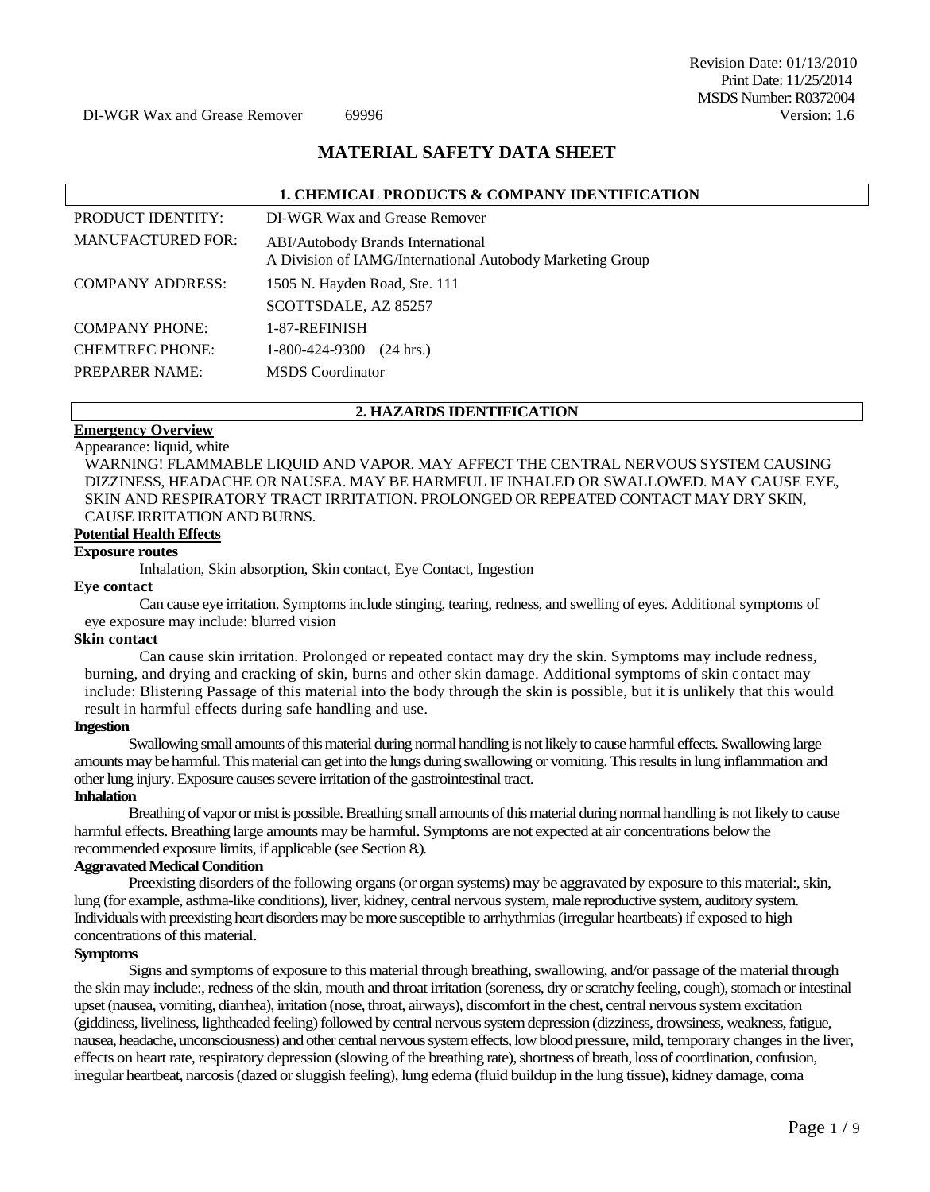Revision Date: 01/13/2010
Print Date: 11/25/2014
MSDS Number: R0372004
Version: 1.6

DI-WGR Wax and Grease Remover 69996

# MATERIAL SAFETY DATA SHEET

## 1. CHEMICAL PRODUCTS & COMPANY IDENTIFICATION

| | |
|---|---|
| PRODUCT IDENTITY: | DI-WGR Wax and Grease Remover |
| MANUFACTURED FOR: | ABI/Autobody Brands International<br>A Division of IAMG/International Autobody Marketing Group |
| COMPANY ADDRESS: | 1505 N. Hayden Road, Ste. 111<br>SCOTTSDALE, AZ 85257 |
| COMPANY PHONE: | 1-87-REFINISH |
| CHEMTREC PHONE: | 1-800-424-9300 (24 hrs.) |
| PREPARER NAME: | MSDS Coordinator |

## 2. HAZARDS IDENTIFICATION

**Emergency Overview**

Appearance: liquid, white

WARNING! FLAMMABLE LIQUID AND VAPOR. MAY AFFECT THE CENTRAL NERVOUS SYSTEM CAUSING DIZZINESS, HEADACHE OR NAUSEA. MAY BE HARMFUL IF INHALED OR SWALLOWED. MAY CAUSE EYE, SKIN AND RESPIRATORY TRACT IRRITATION. PROLONGED OR REPEATED CONTACT MAY DRY SKIN, CAUSE IRRITATION AND BURNS.

**Potential Health Effects**

**Exposure routes**

Inhalation, Skin absorption, Skin contact, Eye Contact, Ingestion

**Eye contact**

Can cause eye irritation. Symptoms include stinging, tearing, redness, and swelling of eyes. Additional symptoms of eye exposure may include: blurred vision

**Skin contact**

Can cause skin irritation. Prolonged or repeated contact may dry the skin. Symptoms may include redness, burning, and drying and cracking of skin, burns and other skin damage. Additional symptoms of skin contact may include: Blistering Passage of this material into the body through the skin is possible, but it is unlikely that this would result in harmful effects during safe handling and use.

**Ingestion**

Swallowing small amounts of this material during normal handling is not likely to cause harmful effects. Swallowing large amounts may be harmful. This material can get into the lungs during swallowing or vomiting. This results in lung inflammation and other lung injury. Exposure causes severe irritation of the gastrointestinal tract.

**Inhalation**

Breathing of vapor or mist is possible. Breathing small amounts of this material during normal handling is not likely to cause harmful effects. Breathing large amounts may be harmful. Symptoms are not expected at air concentrations below the recommended exposure limits, if applicable (see Section 8.).

**Aggravated Medical Condition**

Preexisting disorders of the following organs (or organ systems) may be aggravated by exposure to this material:, skin, lung (for example, asthma-like conditions), liver, kidney, central nervous system, male reproductive system, auditory system. Individuals with preexisting heart disorders may be more susceptible to arrhythmias (irregular heartbeats) if exposed to high concentrations of this material.

**Symptoms**

Signs and symptoms of exposure to this material through breathing, swallowing, and/or passage of the material through the skin may include:, redness of the skin, mouth and throat irritation (soreness, dry or scratchy feeling, cough), stomach or intestinal upset (nausea, vomiting, diarrhea), irritation (nose, throat, airways), discomfort in the chest, central nervous system excitation (giddiness, liveliness, lightheaded feeling) followed by central nervous system depression (dizziness, drowsiness, weakness, fatigue, nausea, headache, unconsciousness) and other central nervous system effects, low blood pressure, mild, temporary changes in the liver, effects on heart rate, respiratory depression (slowing of the breathing rate), shortness of breath, loss of coordination, confusion, irregular heartbeat, narcosis (dazed or sluggish feeling), lung edema (fluid buildup in the lung tissue), kidney damage, coma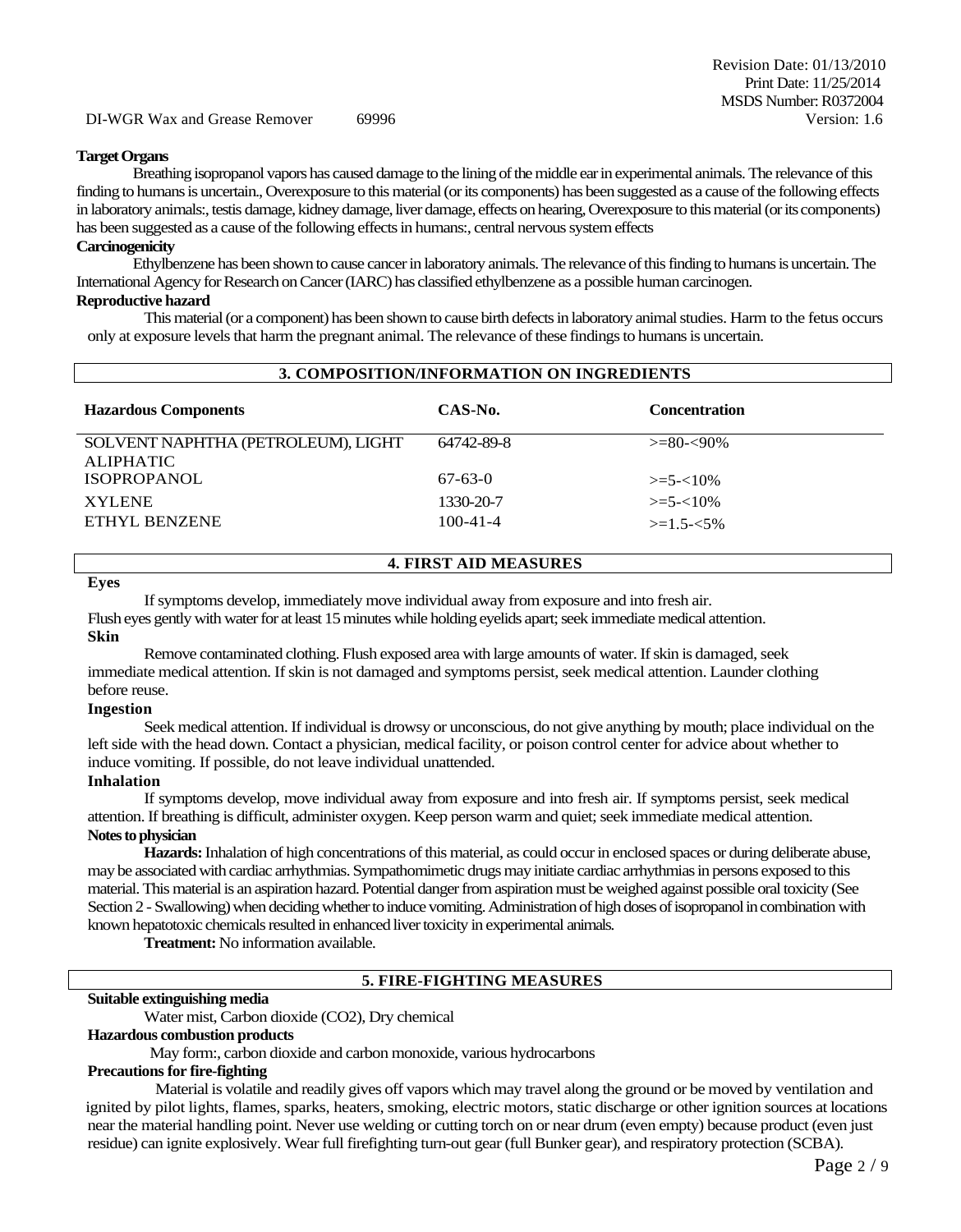**Target Organs**

Breathing isopropanol vapors has caused damage to the lining of the middle ear in experimental animals. The relevance of this finding to humans is uncertain., Overexposure to this material (or its components) has been suggested as a cause of the following effects in laboratory animals:, testis damage, kidney damage, liver damage, effects on hearing, Overexposure to this material (or its components) has been suggested as a cause of the following effects in humans:, central nervous system effects

**Carcinogenicity**

Ethylbenzene has been shown to cause cancer in laboratory animals. The relevance of this finding to humans is uncertain. The International Agency for Research on Cancer (IARC) has classified ethylbenzene as a possible human carcinogen.

**Reproductive hazard**

This material (or a component) has been shown to cause birth defects in laboratory animal studies. Harm to the fetus occurs only at exposure levels that harm the pregnant animal. The relevance of these findings to humans is uncertain.

## 3. COMPOSITION/INFORMATION ON INGREDIENTS

| Hazardous Components | CAS-No. | Concentration |
|---|---|---|
| SOLVENT NAPHTHA (PETROLEUM), LIGHT ALIPHATIC | 64742-89-8 | >=80-<90% |
| ISOPROPANOL | 67-63-0 | >=5-<10% |
| XYLENE | 1330-20-7 | >=5-<10% |
| ETHYL BENZENE | 100-41-4 | >=1.5-<5% |

## 4. FIRST AID MEASURES

**Eyes**

If symptoms develop, immediately move individual away from exposure and into fresh air.
Flush eyes gently with water for at least 15 minutes while holding eyelids apart; seek immediate medical attention.

**Skin**

Remove contaminated clothing. Flush exposed area with large amounts of water. If skin is damaged, seek immediate medical attention. If skin is not damaged and symptoms persist, seek medical attention. Launder clothing before reuse.

**Ingestion**

Seek medical attention. If individual is drowsy or unconscious, do not give anything by mouth; place individual on the left side with the head down. Contact a physician, medical facility, or poison control center for advice about whether to induce vomiting. If possible, do not leave individual unattended.

**Inhalation**

If symptoms develop, move individual away from exposure and into fresh air. If symptoms persist, seek medical attention. If breathing is difficult, administer oxygen. Keep person warm and quiet; seek immediate medical attention.

**Notes to physician**

**Hazards:** Inhalation of high concentrations of this material, as could occur in enclosed spaces or during deliberate abuse, may be associated with cardiac arrhythmias. Sympathomimetic drugs may initiate cardiac arrhythmias in persons exposed to this material. This material is an aspiration hazard. Potential danger from aspiration must be weighed against possible oral toxicity (See Section 2 - Swallowing) when deciding whether to induce vomiting. Administration of high doses of isopropanol in combination with known hepatotoxic chemicals resulted in enhanced liver toxicity in experimental animals.

**Treatment:** No information available.

## 5. FIRE-FIGHTING MEASURES

**Suitable extinguishing media**

Water mist, Carbon dioxide ($CO_2$), Dry chemical

**Hazardous combustion products**

May form:, carbon dioxide and carbon monoxide, various hydrocarbons

**Precautions for fire-fighting**

Material is volatile and readily gives off vapors which may travel along the ground or be moved by ventilation and ignited by pilot lights, flames, sparks, heaters, smoking, electric motors, static discharge or other ignition sources at locations near the material handling point. Never use welding or cutting torch on or near drum (even empty) because product (even just residue) can ignite explosively. Wear full firefighting turn-out gear (full Bunker gear), and respiratory protection (SCBA).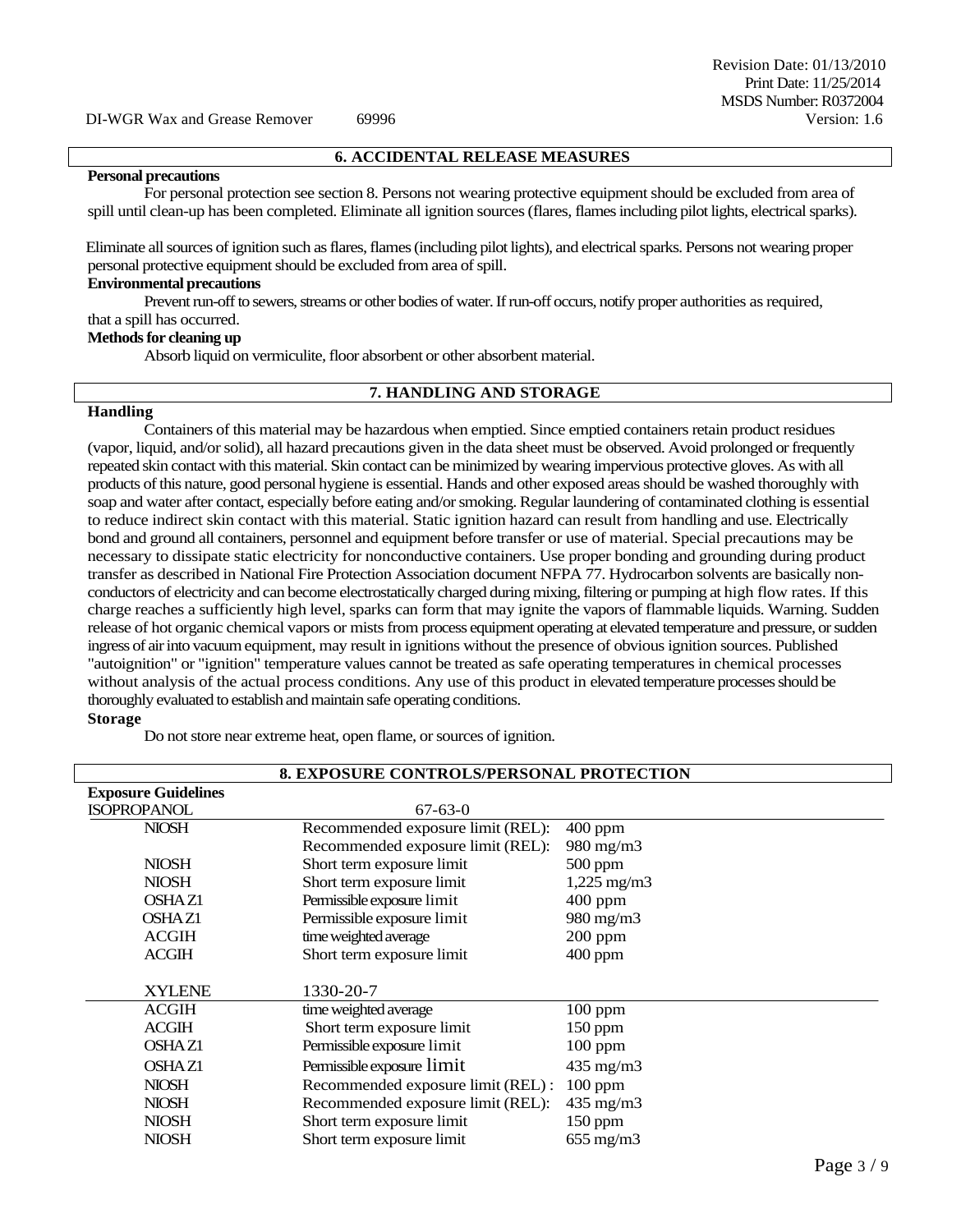## 6. ACCIDENTAL RELEASE MEASURES

**Personal precautions**

For personal protection see section 8. Persons not wearing protective equipment should be excluded from area of spill until clean-up has been completed. Eliminate all ignition sources (flares, flames including pilot lights, electrical sparks).

Eliminate all sources of ignition such as flares, flames (including pilot lights), and electrical sparks. Persons not wearing proper personal protective equipment should be excluded from area of spill.

**Environmental precautions**

Prevent run-off to sewers, streams or other bodies of water. If run-off occurs, notify proper authorities as required, that a spill has occurred.

**Methods for cleaning up**

Absorb liquid on vermiculite, floor absorbent or other absorbent material.

## 7. HANDLING AND STORAGE

**Handling**

Containers of this material may be hazardous when emptied. Since emptied containers retain product residues (vapor, liquid, and/or solid), all hazard precautions given in the data sheet must be observed. Avoid prolonged or frequently repeated skin contact with this material. Skin contact can be minimized by wearing impervious protective gloves. As with all products of this nature, good personal hygiene is essential. Hands and other exposed areas should be washed thoroughly with soap and water after contact, especially before eating and/or smoking. Regular laundering of contaminated clothing is essential to reduce indirect skin contact with this material. Static ignition hazard can result from handling and use. Electrically bond and ground all containers, personnel and equipment before transfer or use of material. Special precautions may be necessary to dissipate static electricity for nonconductive containers. Use proper bonding and grounding during product transfer as described in National Fire Protection Association document NFPA 77. Hydrocarbon solvents are basically non-conductors of electricity and can become electrostatically charged during mixing, filtering or pumping at high flow rates. If this charge reaches a sufficiently high level, sparks can form that may ignite the vapors of flammable liquids. Warning. Sudden release of hot organic chemical vapors or mists from process equipment operating at elevated temperature and pressure, or sudden ingress of air into vacuum equipment, may result in ignitions without the presence of obvious ignition sources. Published "autoignition" or "ignition" temperature values cannot be treated as safe operating temperatures in chemical processes without analysis of the actual process conditions. Any use of this product in elevated temperature processes should be thoroughly evaluated to establish and maintain safe operating conditions.

**Storage**

Do not store near extreme heat, open flame, or sources of ignition.

## 8. EXPOSURE CONTROLS/PERSONAL PROTECTION

**Exposure Guidelines**

| ISOPROPANOL | 67-63-0 | |
|---|---|---|
| NIOSH | Recommended exposure limit (REL): | 400 ppm |
| | Recommended exposure limit (REL): | 980 mg/m3 |
| NIOSH | Short term exposure limit | 500 ppm |
| NIOSH | Short term exposure limit | 1,225 mg/m3 |
| OSHA Z1 | Permissible exposure limit | 400 ppm |
| OSHA Z1 | Permissible exposure limit | 980 mg/m3 |
| ACGIH | time weighted average | 200 ppm |
| ACGIH | Short term exposure limit | 400 ppm |

| XYLENE | 1330-20-7 | |
|---|---|---|
| ACGIH | time weighted average | 100 ppm |
| ACGIH | Short term exposure limit | 150 ppm |
| OSHA Z1 | Permissible exposure limit | 100 ppm |
| OSHA Z1 | Permissible exposure limit | 435 mg/m3 |
| NIOSH | Recommended exposure limit (REL) : | 100 ppm |
| NIOSH | Recommended exposure limit (REL): | 435 mg/m3 |
| NIOSH | Short term exposure limit | 150 ppm |
| NIOSH | Short term exposure limit | 655 mg/m3 |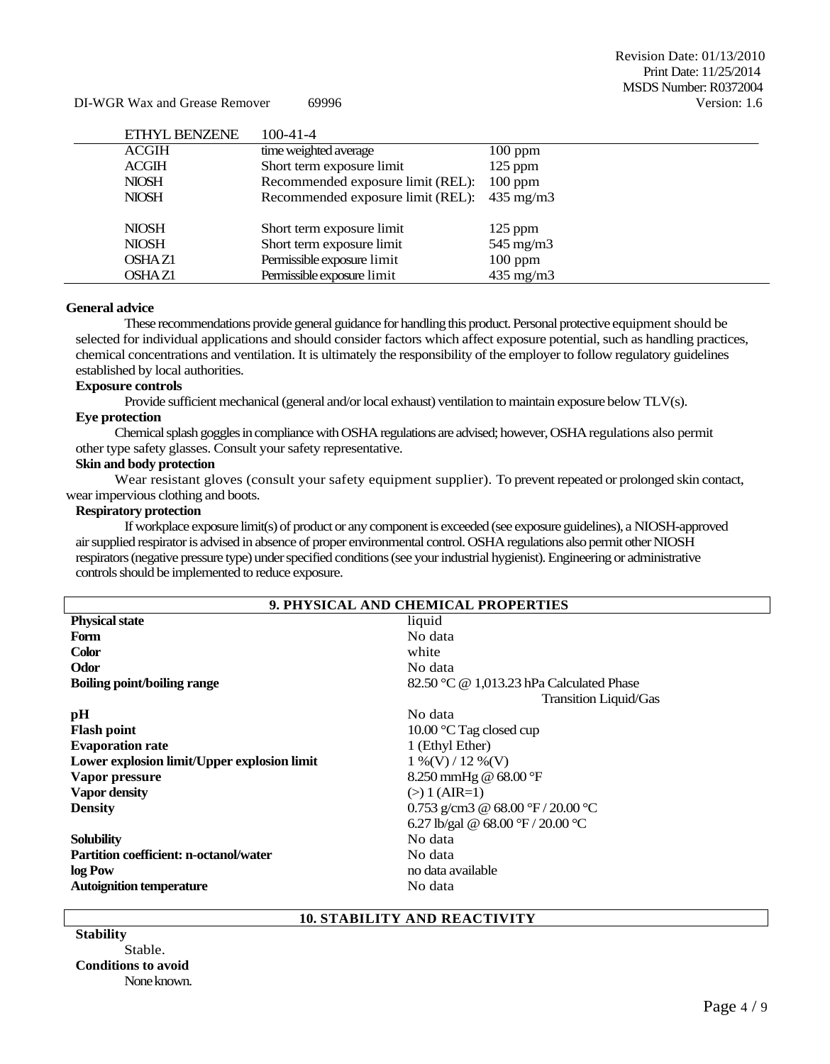| ETHYL BENZENE | 100-41-4 | |
|---|---|---|
| ACGIH | time weighted average | 100 ppm |
| ACGIH | Short term exposure limit | 125 ppm |
| NIOSH | Recommended exposure limit (REL): | 100 ppm |
| NIOSH | Recommended exposure limit (REL): | 435 mg/m3 |
| NIOSH | Short term exposure limit | 125 ppm |
| NIOSH | Short term exposure limit | 545 mg/m3 |
| OSHA Z1 | Permissible exposure limit | 100 ppm |
| OSHA Z1 | Permissible exposure limit | 435 mg/m3 |

**General advice**

These recommendations provide general guidance for handling this product. Personal protective equipment should be selected for individual applications and should consider factors which affect exposure potential, such as handling practices, chemical concentrations and ventilation. It is ultimately the responsibility of the employer to follow regulatory guidelines established by local authorities.

**Exposure controls**

Provide sufficient mechanical (general and/or local exhaust) ventilation to maintain exposure below TLV(s).

**Eye protection**

Chemical splash goggles in compliance with OSHA regulations are advised; however, OSHA regulations also permit other type safety glasses. Consult your safety representative.

**Skin and body protection**

Wear resistant gloves (consult your safety equipment supplier). To prevent repeated or prolonged skin contact, wear impervious clothing and boots.

**Respiratory protection**

If workplace exposure limit(s) of product or any component is exceeded (see exposure guidelines), a NIOSH-approved air supplied respirator is advised in absence of proper environmental control. OSHA regulations also permit other NIOSH respirators (negative pressure type) under specified conditions (see your industrial hygienist). Engineering or administrative controls should be implemented to reduce exposure.

## 9. PHYSICAL AND CHEMICAL PROPERTIES

| | |
|---|---|
| **Physical state** | liquid |
| **Form** | No data |
| **Color** | white |
| **Odor** | No data |
| **Boiling point/boiling range** | 82.50 °C @ 1,013.23 hPa Calculated Phase Transition Liquid/Gas |
| **pH** | No data |
| **Flash point** | 10.00 °C Tag closed cup |
| **Evaporation rate** | 1 (Ethyl Ether) |
| **Lower explosion limit/Upper explosion limit** | 1 %(V) / 12 %(V) |
| **Vapor pressure** | 8.250 mmHg @ 68.00 °F |
| **Vapor density** | (>) 1 (AIR=1) |
| **Density** | 0.753 g/cm3 @ 68.00 °F / 20.00 °C<br>6.27 lb/gal @ 68.00 °F / 20.00 °C |
| **Solubility** | No data |
| **Partition coefficient: n-octanol/water** | No data |
| **log Pow** | no data available |
| **Autoignition temperature** | No data |

## 10. STABILITY AND REACTIVITY

**Stability**

Stable.

**Conditions to avoid**

None known.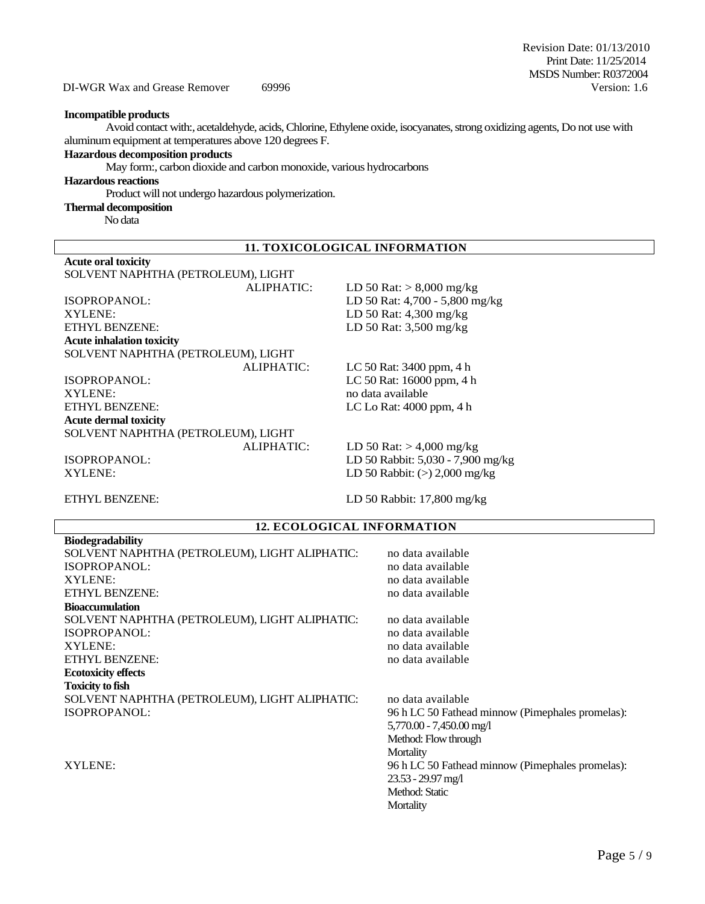**Incompatible products**

Avoid contact with:, acetaldehyde, acids, Chlorine, Ethylene oxide, isocyanates, strong oxidizing agents, Do not use with aluminum equipment at temperatures above 120 degrees F.

**Hazardous decomposition products**

May form:, carbon dioxide and carbon monoxide, various hydrocarbons

**Hazardous reactions**

Product will not undergo hazardous polymerization.

**Thermal decomposition**

No data

## 11. TOXICOLOGICAL INFORMATION

**Acute oral toxicity**

| | |
|---|---|
| SOLVENT NAPHTHA (PETROLEUM), LIGHT ALIPHATIC: | LD 50 Rat: > 8,000 mg/kg |
| ISOPROPANOL: | LD 50 Rat: 4,700 - 5,800 mg/kg |
| XYLENE: | LD 50 Rat: 4,300 mg/kg |
| ETHYL BENZENE: | LD 50 Rat: 3,500 mg/kg |

**Acute inhalation toxicity**

| | |
|---|---|
| SOLVENT NAPHTHA (PETROLEUM), LIGHT ALIPHATIC: | LC 50 Rat: 3400 ppm, 4 h |
| ISOPROPANOL: | LC 50 Rat: 16000 ppm, 4 h |
| XYLENE: | no data available |
| ETHYL BENZENE: | LC Lo Rat: 4000 ppm, 4 h |

**Acute dermal toxicity**

| | |
|---|---|
| SOLVENT NAPHTHA (PETROLEUM), LIGHT ALIPHATIC: | LD 50 Rat: > 4,000 mg/kg |
| ISOPROPANOL: | LD 50 Rabbit: 5,030 - 7,900 mg/kg |
| XYLENE: | LD 50 Rabbit: (>) 2,000 mg/kg |
| ETHYL BENZENE: | LD 50 Rabbit: 17,800 mg/kg |

## 12. ECOLOGICAL INFORMATION

**Biodegradability**

| | |
|---|---|
| SOLVENT NAPHTHA (PETROLEUM), LIGHT ALIPHATIC: | no data available |
| ISOPROPANOL: | no data available |
| XYLENE: | no data available |
| ETHYL BENZENE: | no data available |

**Bioaccumulation**

| | |
|---|---|
| SOLVENT NAPHTHA (PETROLEUM), LIGHT ALIPHATIC: | no data available |
| ISOPROPANOL: | no data available |
| XYLENE: | no data available |
| ETHYL BENZENE: | no data available |

**Ecotoxicity effects**

**Toxicity to fish**

| | |
|---|---|
| SOLVENT NAPHTHA (PETROLEUM), LIGHT ALIPHATIC: | no data available |
| ISOPROPANOL: | 96 h LC 50 Fathead minnow (Pimephales promelas): 5,770.00 - 7,450.00 mg/l<br>Method: Flow through<br>Mortality |
| XYLENE: | 96 h LC 50 Fathead minnow (Pimephales promelas): 23.53 - 29.97 mg/l<br>Method: Static<br>Mortality |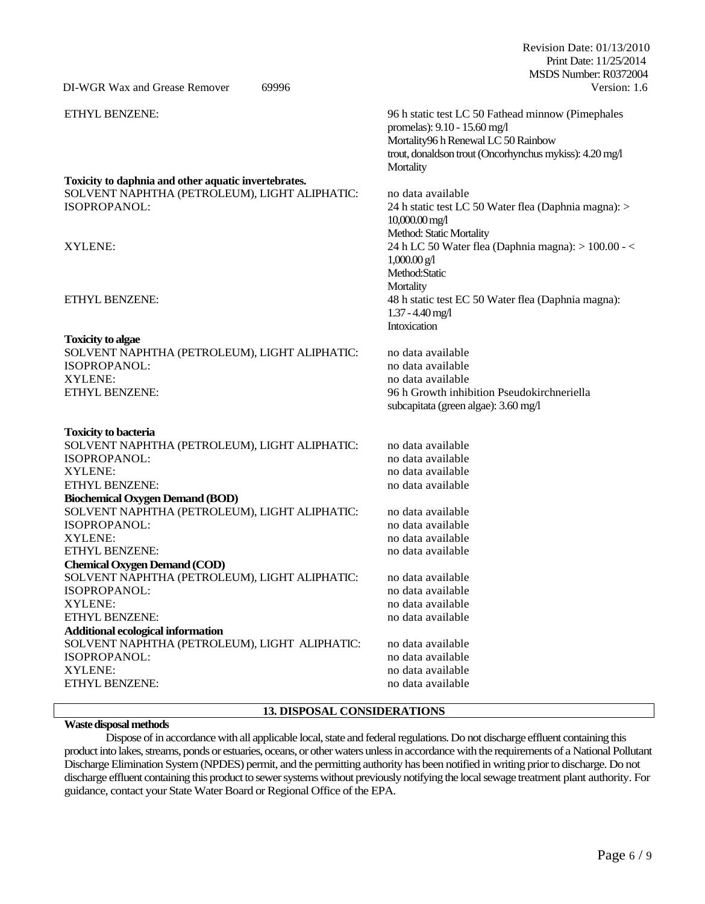| | |
|---|---|
| ETHYL BENZENE: | 96 h static test LC 50 Fathead minnow (Pimephales promelas): 9.10 - 15.60 mg/l<br>Mortality96 h Renewal LC 50 Rainbow trout, donaldson trout (Oncorhynchus mykiss): 4.20 mg/l<br>Mortality |

**Toxicity to daphnia and other aquatic invertebrates.**

| | |
|---|---|
| SOLVENT NAPHTHA (PETROLEUM), LIGHT ALIPHATIC: | no data available |
| ISOPROPANOL: | 24 h static test LC 50 Water flea (Daphnia magna): > 10,000.00 mg/l<br>Method: Static Mortality |
| XYLENE: | 24 h LC 50 Water flea (Daphnia magna): > 100.00 - < 1,000.00 g/l<br>Method:Static<br>Mortality |
| ETHYL BENZENE: | 48 h static test EC 50 Water flea (Daphnia magna): 1.37 - 4.40 mg/l<br>Intoxication |

**Toxicity to algae**

| | |
|---|---|
| SOLVENT NAPHTHA (PETROLEUM), LIGHT ALIPHATIC: | no data available |
| ISOPROPANOL: | no data available |
| XYLENE: | no data available |
| ETHYL BENZENE: | 96 h Growth inhibition Pseudokirchneriella subcapitata (green algae): 3.60 mg/l |

**Toxicity to bacteria**

| | |
|---|---|
| SOLVENT NAPHTHA (PETROLEUM), LIGHT ALIPHATIC: | no data available |
| ISOPROPANOL: | no data available |
| XYLENE: | no data available |
| ETHYL BENZENE: | no data available |

**Biochemical Oxygen Demand (BOD)**

| | |
|---|---|
| SOLVENT NAPHTHA (PETROLEUM), LIGHT ALIPHATIC: | no data available |
| ISOPROPANOL: | no data available |
| XYLENE: | no data available |
| ETHYL BENZENE: | no data available |

**Chemical Oxygen Demand (COD)**

| | |
|---|---|
| SOLVENT NAPHTHA (PETROLEUM), LIGHT ALIPHATIC: | no data available |
| ISOPROPANOL: | no data available |
| XYLENE: | no data available |
| ETHYL BENZENE: | no data available |

**Additional ecological information**

| | |
|---|---|
| SOLVENT NAPHTHA (PETROLEUM), LIGHT ALIPHATIC: | no data available |
| ISOPROPANOL: | no data available |
| XYLENE: | no data available |
| ETHYL BENZENE: | no data available |

## 13. DISPOSAL CONSIDERATIONS

**Waste disposal methods**

Dispose of in accordance with all applicable local, state and federal regulations. Do not discharge effluent containing this product into lakes, streams, ponds or estuaries, oceans, or other waters unless in accordance with the requirements of a National Pollutant Discharge Elimination System (NPDES) permit, and the permitting authority has been notified in writing prior to discharge. Do not discharge effluent containing this product to sewer systems without previously notifying the local sewage treatment plant authority. For guidance, contact your State Water Board or Regional Office of the EPA.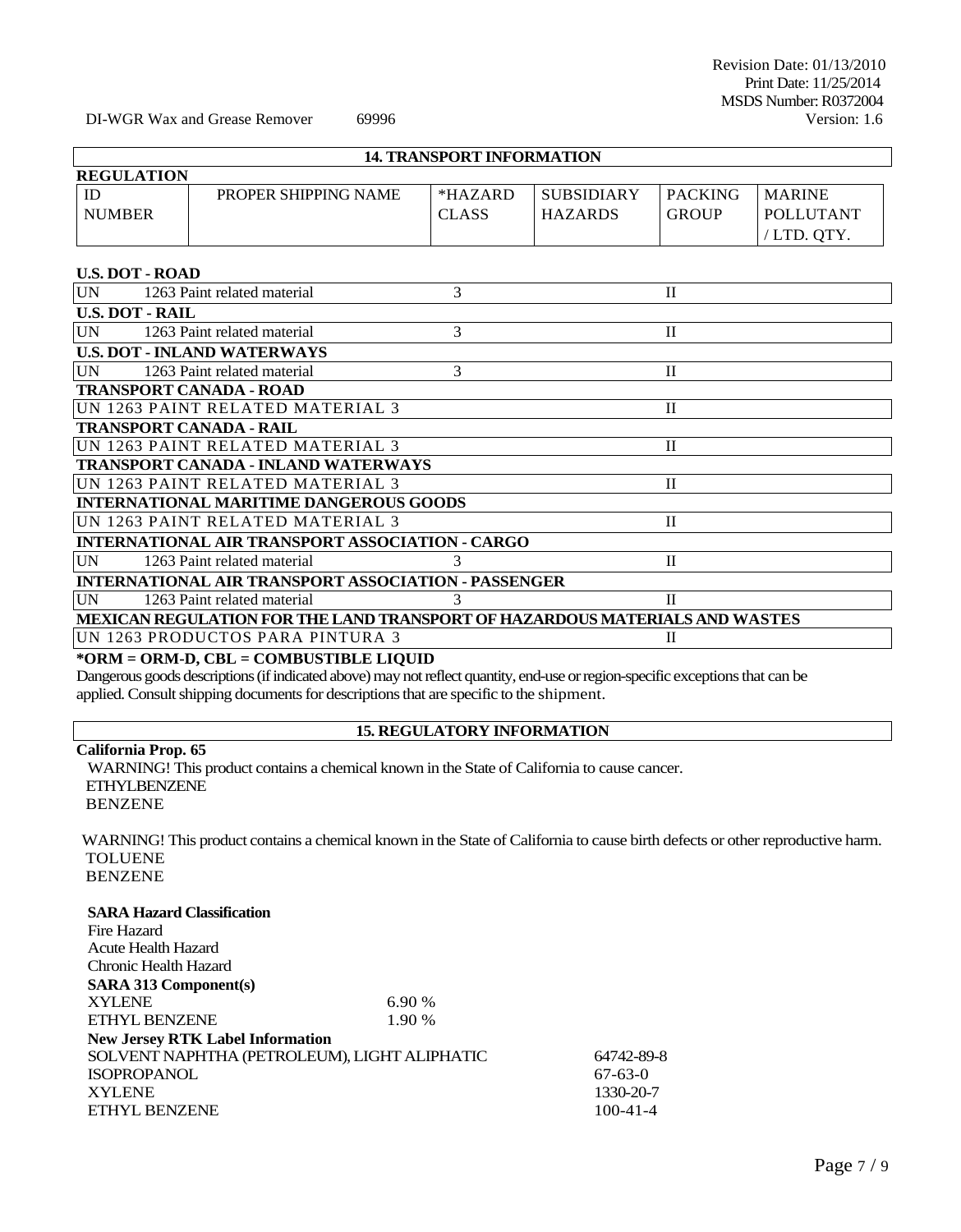## 14. TRANSPORT INFORMATION

**REGULATION**

| ID NUMBER | PROPER SHIPPING NAME | *HAZARD CLASS | SUBSIDIARY HAZARDS | PACKING GROUP | MARINE POLLUTANT / LTD. QTY. |
|---|---|---|---|---|---|
| **U.S. DOT - ROAD** | | | | | |
| UN 1263 | Paint related material | 3 | | II | |
| **U.S. DOT - RAIL** | | | | | |
| UN 1263 | Paint related material | 3 | | II | |
| **U.S. DOT - INLAND WATERWAYS** | | | | | |
| UN 1263 | Paint related material | 3 | | II | |
| **TRANSPORT CANADA - ROAD** | | | | | |
| UN 1263 PAINT RELATED MATERIAL 3 | | | | II | |
| **TRANSPORT CANADA - RAIL** | | | | | |
| UN 1263 PAINT RELATED MATERIAL 3 | | | | II | |
| **TRANSPORT CANADA - INLAND WATERWAYS** | | | | | |
| UN 1263 PAINT RELATED MATERIAL 3 | | | | II | |
| **INTERNATIONAL MARITIME DANGEROUS GOODS** | | | | | |
| UN 1263 PAINT RELATED MATERIAL 3 | | | | II | |
| **INTERNATIONAL AIR TRANSPORT ASSOCIATION - CARGO** | | | | | |
| UN 1263 | Paint related material | 3 | | II | |
| **INTERNATIONAL AIR TRANSPORT ASSOCIATION - PASSENGER** | | | | | |
| UN 1263 | Paint related material | 3 | | II | |
| **MEXICAN REGULATION FOR THE LAND TRANSPORT OF HAZARDOUS MATERIALS AND WASTES** | | | | | |
| UN 1263 PRODUCTOS PARA PINTURA 3 | | | | II | |

**\*ORM = ORM-D, CBL = COMBUSTIBLE LIQUID**

Dangerous goods descriptions (if indicated above) may not reflect quantity, end-use or region-specific exceptions that can be applied. Consult shipping documents for descriptions that are specific to the shipment.

## 15. REGULATORY INFORMATION

**California Prop. 65**

WARNING! This product contains a chemical known in the State of California to cause cancer.
ETHYLBENZENE
BENZENE

WARNING! This product contains a chemical known in the State of California to cause birth defects or other reproductive harm.
TOLUENE
BENZENE

**SARA Hazard Classification**

Fire Hazard
Acute Health Hazard
Chronic Health Hazard

**SARA 313 Component(s)**

| | |
|---|---|
| XYLENE | 6.90 % |
| ETHYL BENZENE | 1.90 % |

**New Jersey RTK Label Information**

| | |
|---|---|
| SOLVENT NAPHTHA (PETROLEUM), LIGHT ALIPHATIC | 64742-89-8 |
| ISOPROPANOL | 67-63-0 |
| XYLENE | 1330-20-7 |
| ETHYL BENZENE | 100-41-4 |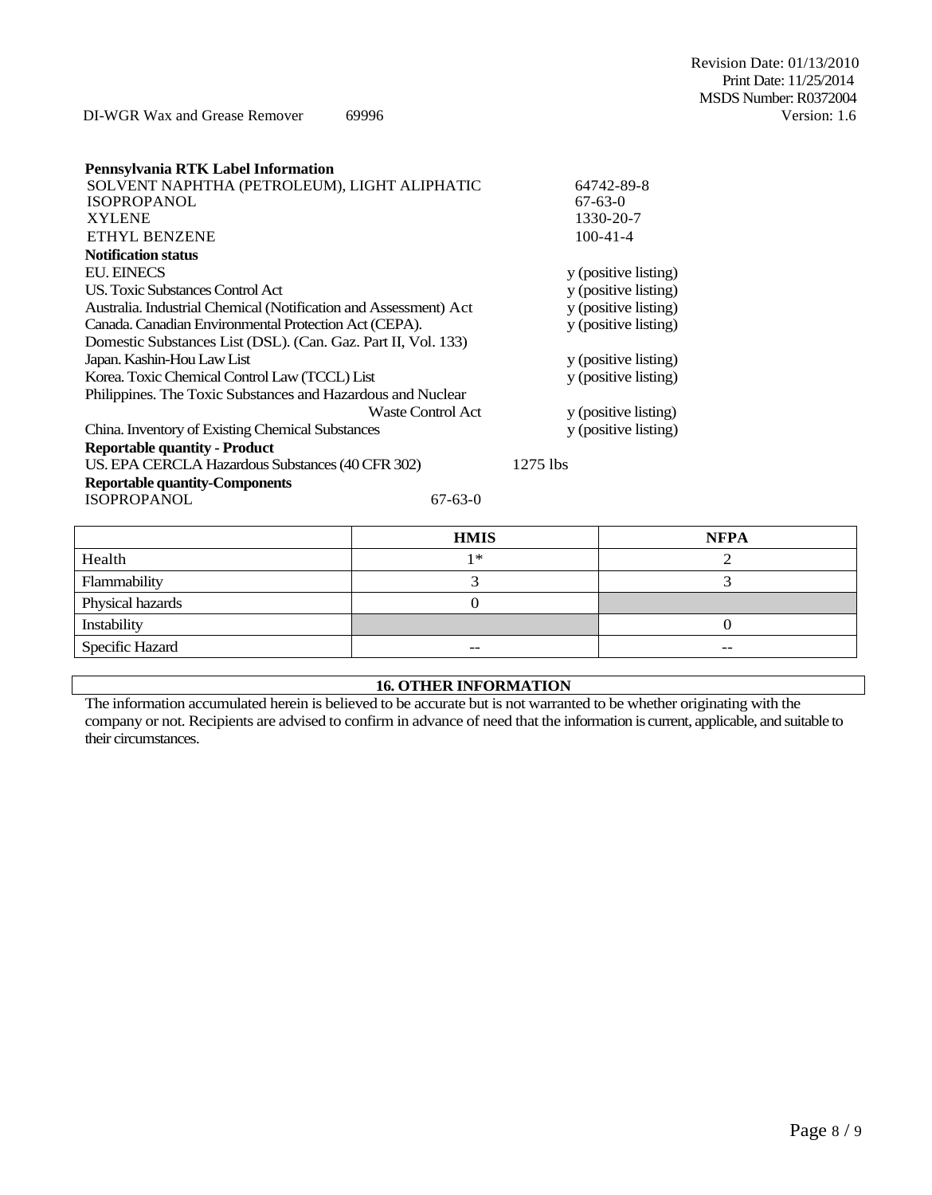**Pennsylvania RTK Label Information**

| | |
|---|---|
| SOLVENT NAPHTHA (PETROLEUM), LIGHT ALIPHATIC | 64742-89-8 |
| ISOPROPANOL | 67-63-0 |
| XYLENE | 1330-20-7 |
| ETHYL BENZENE | 100-41-4 |

**Notification status**

| | |
|---|---|
| EU. EINECS | y (positive listing) |
| US. Toxic Substances Control Act | y (positive listing) |
| Australia. Industrial Chemical (Notification and Assessment) Act | y (positive listing) |
| Canada. Canadian Environmental Protection Act (CEPA). Domestic Substances List (DSL). (Can. Gaz. Part II, Vol. 133) | y (positive listing) |
| Japan. Kashin-Hou Law List | y (positive listing) |
| Korea. Toxic Chemical Control Law (TCCL) List | y (positive listing) |
| Philippines. The Toxic Substances and Hazardous and Nuclear Waste Control Act | y (positive listing) |
| China. Inventory of Existing Chemical Substances | y (positive listing) |

**Reportable quantity - Product**

US. EPA CERCLA Hazardous Substances (40 CFR 302) 1275 lbs

**Reportable quantity-Components**

ISOPROPANOL 67-63-0

| | HMIS | NFPA |
|---|---|---|
| Health | 1* | 2 |
| Flammability | 3 | 3 |
| Physical hazards | 0 | |
| Instability | | 0 |
| Specific Hazard | -- | -- |

## 16. OTHER INFORMATION

The information accumulated herein is believed to be accurate but is not warranted to be whether originating with the company or not. Recipients are advised to confirm in advance of need that the information is current, applicable, and suitable to their circumstances.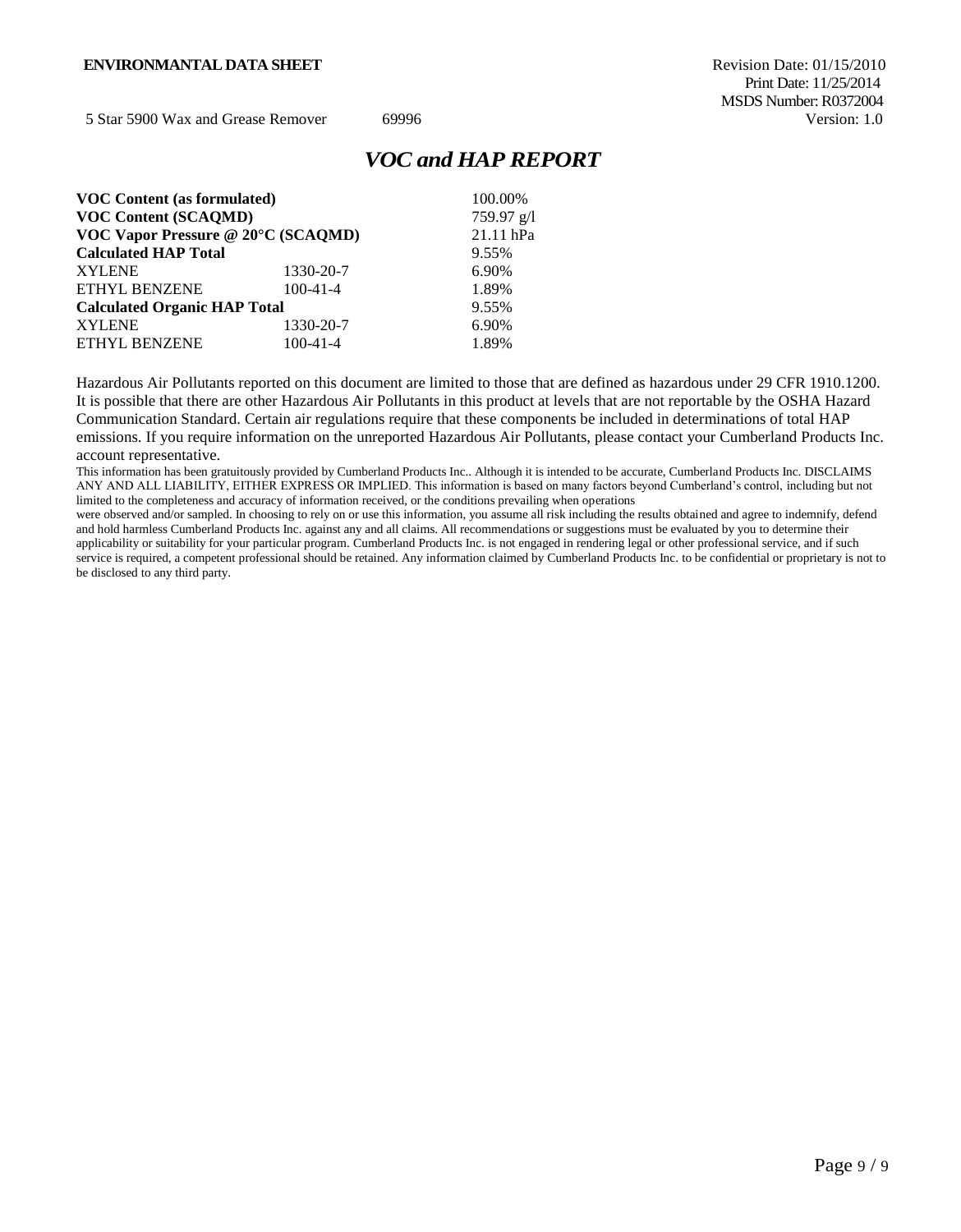**ENVIRONMANTAL DATA SHEET**

Revision Date: 01/15/2010
Print Date: 11/25/2014
MSDS Number: R0372004

5 Star 5900 Wax and Grease Remover 69996 Version: 1.0

## *VOC and HAP REPORT*

| | | |
|---|---|---|
| **VOC Content (as formulated)** | | 100.00% |
| **VOC Content (SCAQMD)** | | 759.97 g/l |
| **VOC Vapor Pressure @ 20°C (SCAQMD)** | | 21.11 hPa |
| **Calculated HAP Total** | | 9.55% |
| XYLENE | 1330-20-7 | 6.90% |
| ETHYL BENZENE | 100-41-4 | 1.89% |
| **Calculated Organic HAP Total** | | 9.55% |
| XYLENE | 1330-20-7 | 6.90% |
| ETHYL BENZENE | 100-41-4 | 1.89% |

Hazardous Air Pollutants reported on this document are limited to those that are defined as hazardous under 29 CFR 1910.1200. It is possible that there are other Hazardous Air Pollutants in this product at levels that are not reportable by the OSHA Hazard Communication Standard. Certain air regulations require that these components be included in determinations of total HAP emissions. If you require information on the unreported Hazardous Air Pollutants, please contact your Cumberland Products Inc. account representative.

This information has been gratuitously provided by Cumberland Products Inc.. Although it is intended to be accurate, Cumberland Products Inc. DISCLAIMS ANY AND ALL LIABILITY, EITHER EXPRESS OR IMPLIED. This information is based on many factors beyond Cumberland's control, including but not limited to the completeness and accuracy of information received, or the conditions prevailing when operations were observed and/or sampled. In choosing to rely on or use this information, you assume all risk including the results obtained and agree to indemnify, defend and hold harmless Cumberland Products Inc. against any and all claims. All recommendations or suggestions must be evaluated by you to determine their applicability or suitability for your particular program. Cumberland Products Inc. is not engaged in rendering legal or other professional service, and if such service is required, a competent professional should be retained. Any information claimed by Cumberland Products Inc. to be confidential or proprietary is not to be disclosed to any third party.